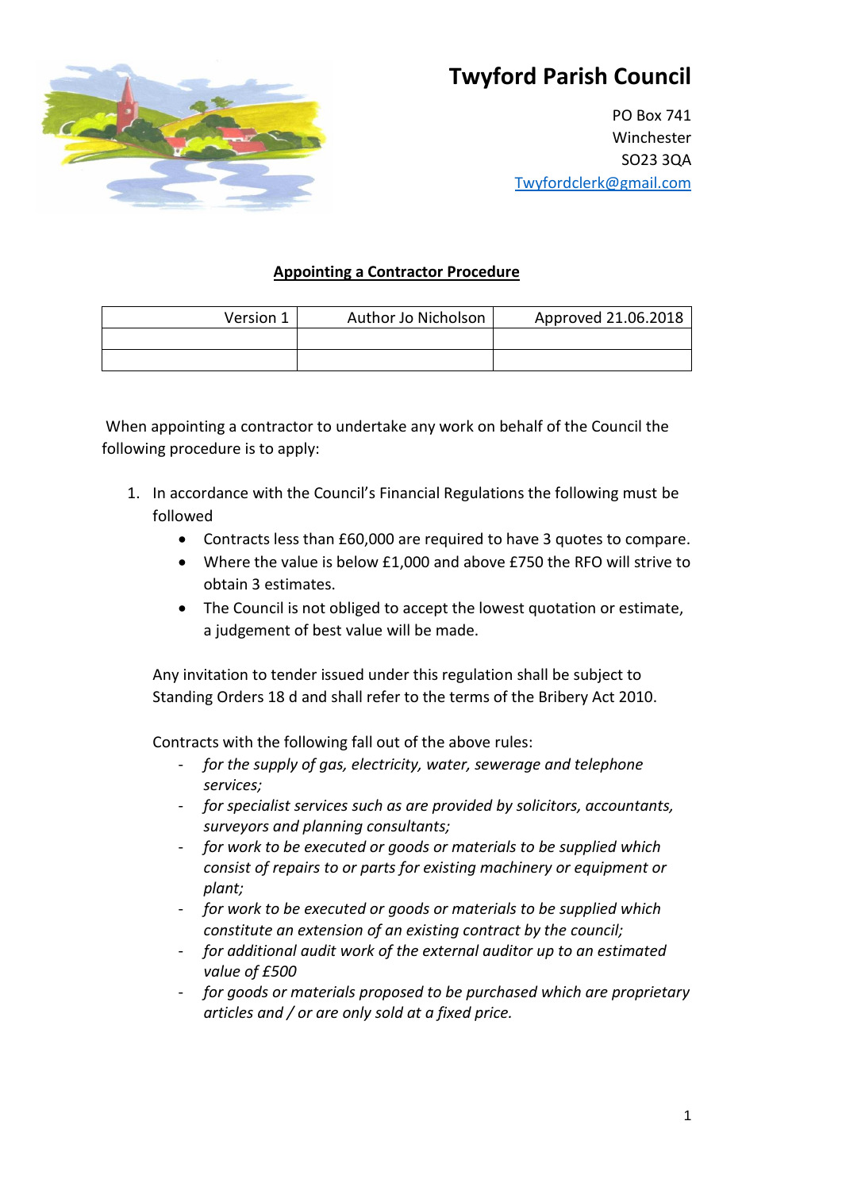# Twyford Parish Council

PO Box 741
Winchester
SO23 3QA
Twyfordclerk@gmail.com

## Appointing a Contractor Procedure

| | | |
|---|---|---|
| Version 1 | Author Jo Nicholson | Approved 21.06.2018 |
| | | |
| | | |

When appointing a contractor to undertake any work on behalf of the Council the following procedure is to apply:

1. In accordance with the Council's Financial Regulations the following must be followed
   - Contracts less than £60,000 are required to have 3 quotes to compare.
   - Where the value is below £1,000 and above £750 the RFO will strive to obtain 3 estimates.
   - The Council is not obliged to accept the lowest quotation or estimate, a judgement of best value will be made.

   Any invitation to tender issued under this regulation shall be subject to Standing Orders 18 d and shall refer to the terms of the Bribery Act 2010.

   Contracts with the following fall out of the above rules:
   - *for the supply of gas, electricity, water, sewerage and telephone services;*
   - *for specialist services such as are provided by solicitors, accountants, surveyors and planning consultants;*
   - *for work to be executed or goods or materials to be supplied which consist of repairs to or parts for existing machinery or equipment or plant;*
   - *for work to be executed or goods or materials to be supplied which constitute an extension of an existing contract by the council;*
   - *for additional audit work of the external auditor up to an estimated value of £500*
   - *for goods or materials proposed to be purchased which are proprietary articles and / or are only sold at a fixed price.*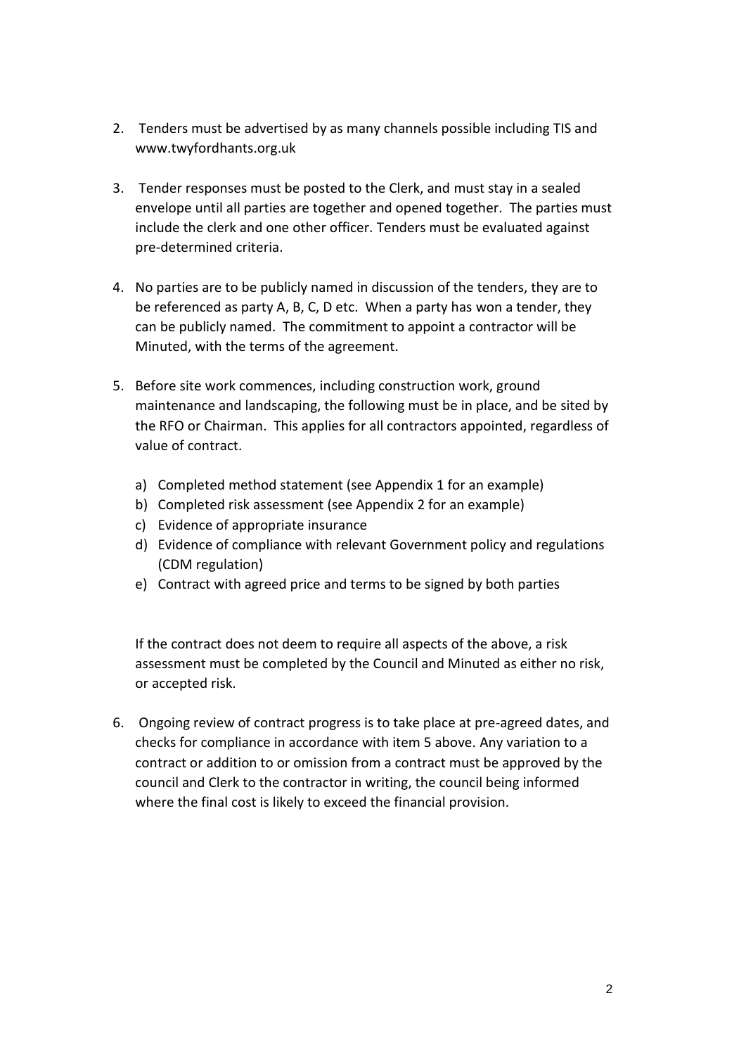2. Tenders must be advertised by as many channels possible including TIS and www.twyfordhants.org.uk

3. Tender responses must be posted to the Clerk, and must stay in a sealed envelope until all parties are together and opened together. The parties must include the clerk and one other officer. Tenders must be evaluated against pre-determined criteria.

4. No parties are to be publicly named in discussion of the tenders, they are to be referenced as party A, B, C, D etc. When a party has won a tender, they can be publicly named. The commitment to appoint a contractor will be Minuted, with the terms of the agreement.

5. Before site work commences, including construction work, ground maintenance and landscaping, the following must be in place, and be sited by the RFO or Chairman. This applies for all contractors appointed, regardless of value of contract.

   a) Completed method statement (see Appendix 1 for an example)
   b) Completed risk assessment (see Appendix 2 for an example)
   c) Evidence of appropriate insurance
   d) Evidence of compliance with relevant Government policy and regulations (CDM regulation)
   e) Contract with agreed price and terms to be signed by both parties

   If the contract does not deem to require all aspects of the above, a risk assessment must be completed by the Council and Minuted as either no risk, or accepted risk.

6. Ongoing review of contract progress is to take place at pre-agreed dates, and checks for compliance in accordance with item 5 above. Any variation to a contract or addition to or omission from a contract must be approved by the council and Clerk to the contractor in writing, the council being informed where the final cost is likely to exceed the financial provision.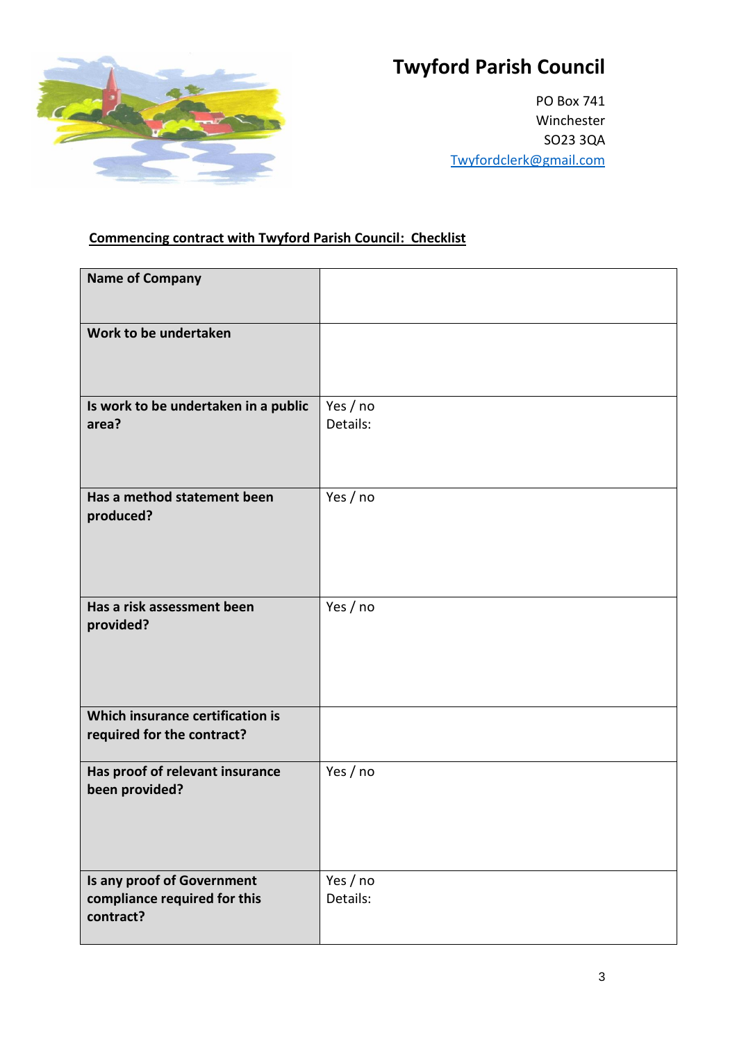# Twyford Parish Council

PO Box 741
Winchester
SO23 3QA
Twyfordclerk@gmail.com

**Commencing contract with Twyford Parish Council: Checklist**

| | |
|---|---|
| **Name of Company** | |
| **Work to be undertaken** | |
| **Is work to be undertaken in a public area?** | Yes / no<br>Details: |
| **Has a method statement been produced?** | Yes / no |
| **Has a risk assessment been provided?** | Yes / no |
| **Which insurance certification is required for the contract?** | |
| **Has proof of relevant insurance been provided?** | Yes / no |
| **Is any proof of Government compliance required for this contract?** | Yes / no<br>Details: |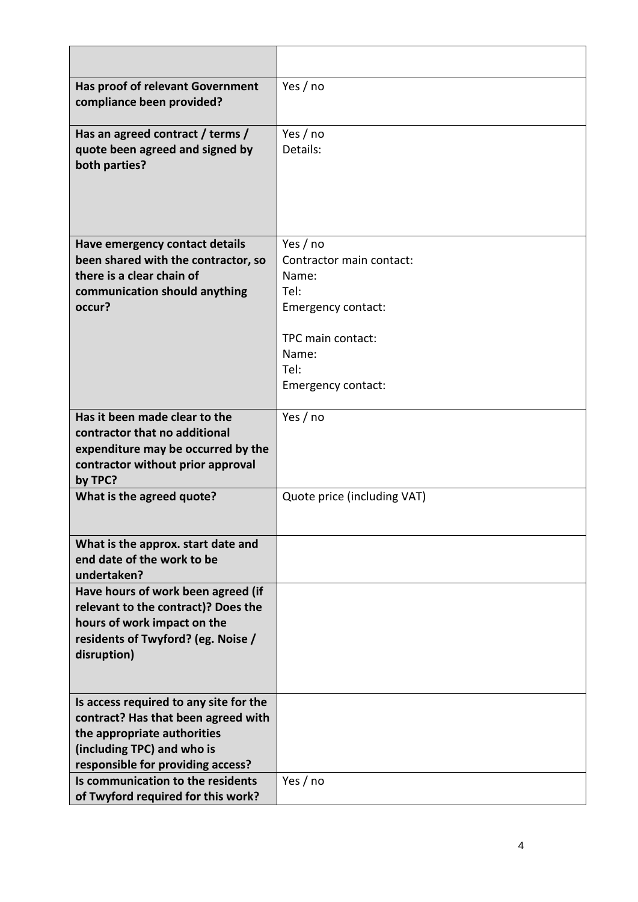| | |
|---|---|
| | |
| **Has proof of relevant Government compliance been provided?** | Yes / no |
| **Has an agreed contract / terms / quote been agreed and signed by both parties?** | Yes / no<br>Details: |
| **Have emergency contact details been shared with the contractor, so there is a clear chain of communication should anything occur?** | Yes / no<br>Contractor main contact:<br>Name:<br>Tel:<br>Emergency contact:<br><br>TPC main contact:<br>Name:<br>Tel:<br>Emergency contact: |
| **Has it been made clear to the contractor that no additional expenditure may be occurred by the contractor without prior approval by TPC?** | Yes / no |
| **What is the agreed quote?** | Quote price (including VAT) |
| **What is the approx. start date and end date of the work to be undertaken?** | |
| **Have hours of work been agreed (if relevant to the contract)? Does the hours of work impact on the residents of Twyford? (eg. Noise / disruption)** | |
| **Is access required to any site for the contract? Has that been agreed with the appropriate authorities (including TPC) and who is responsible for providing access?** | |
| **Is communication to the residents of Twyford required for this work?** | Yes / no |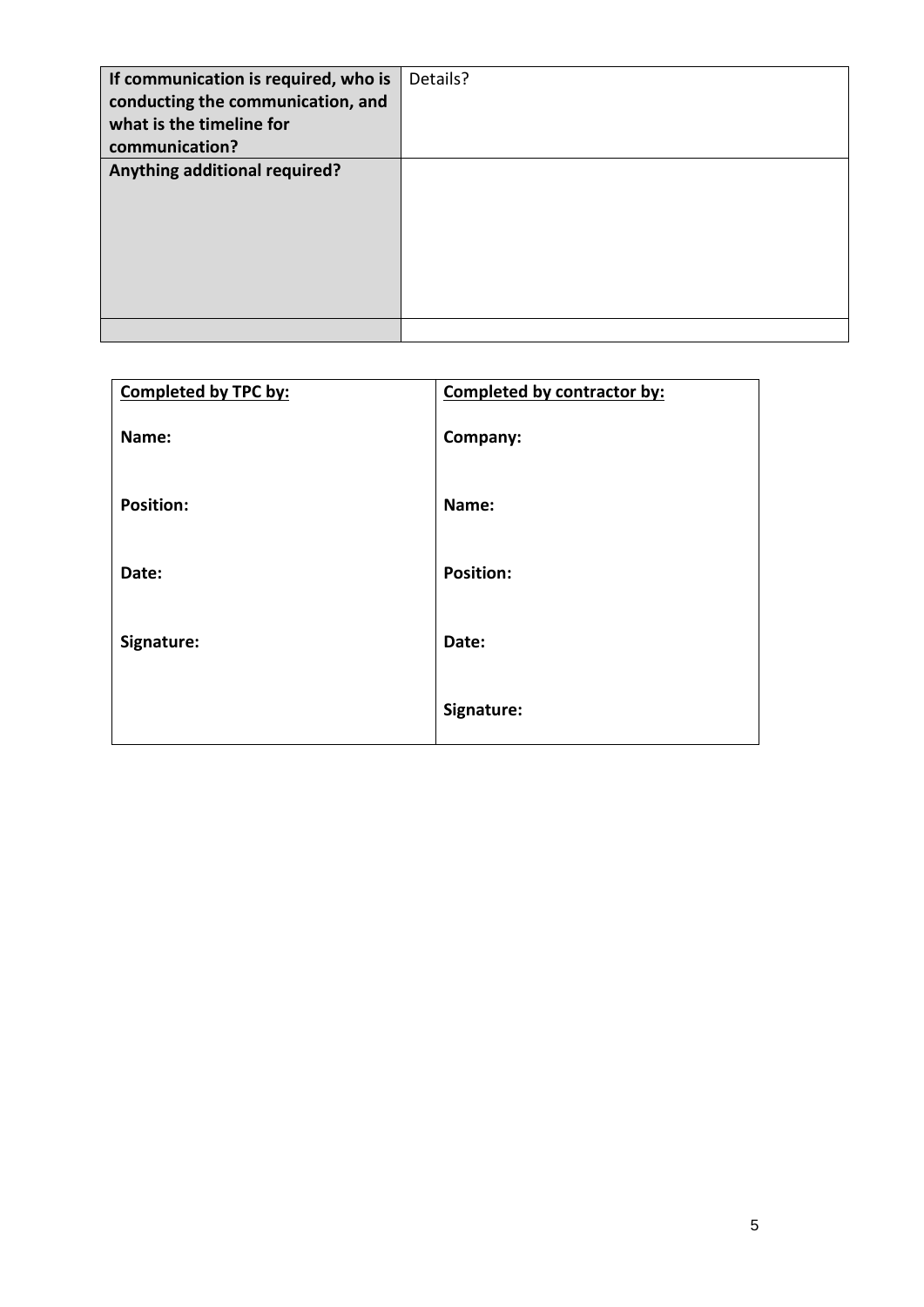| **If communication is required, who is conducting the communication, and what is the timeline for communication?** | Details? |
|---|---|
| **Anything additional required?** | |
| | |

| <u>**Completed by TPC by:**</u> | <u>**Completed by contractor by:**</u> |
|---|---|
| **Name:** | **Company:** |
| **Position:** | **Name:** |
| **Date:** | **Position:** |
| **Signature:** | **Date:** |
| | **Signature:** |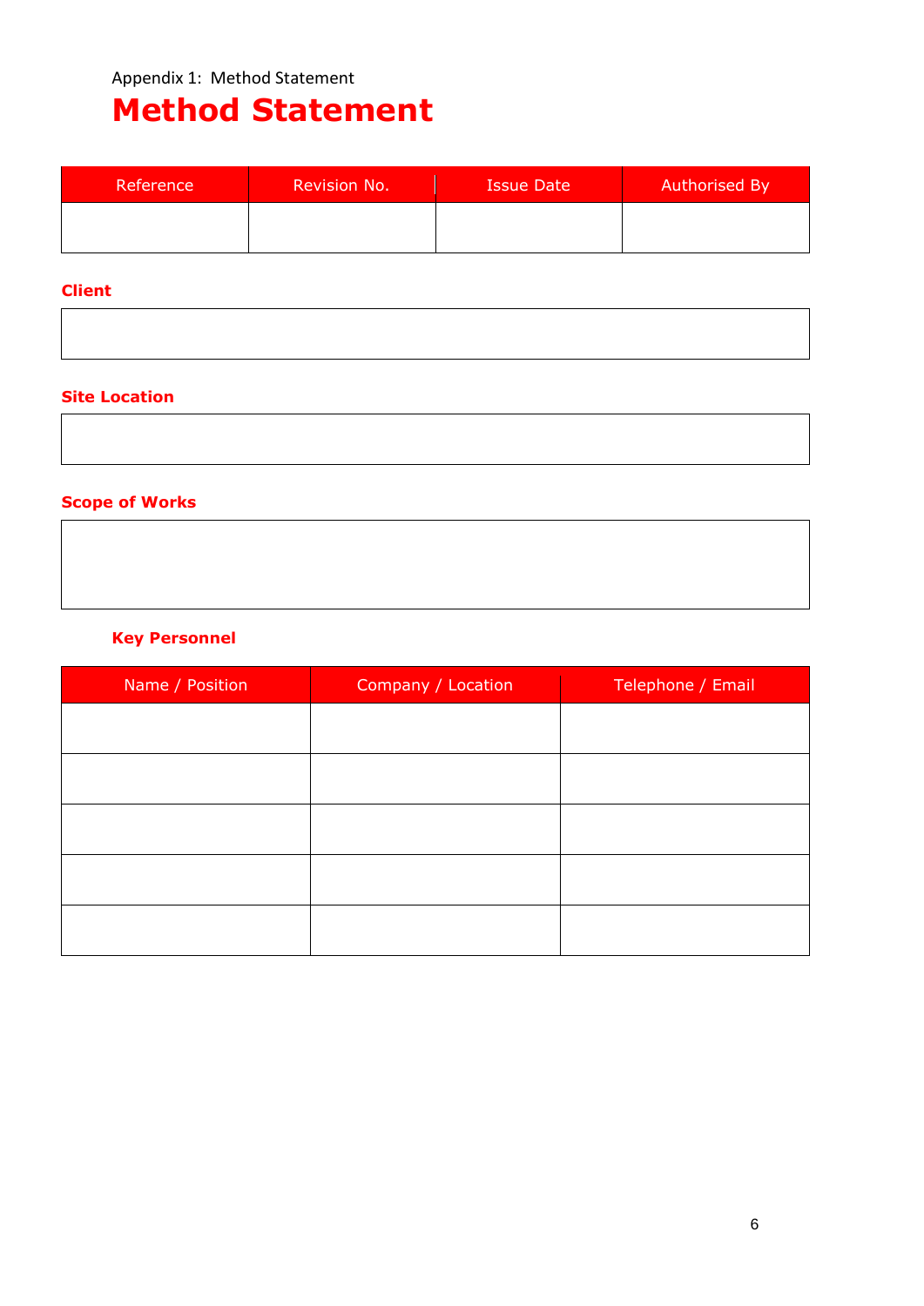Appendix 1: Method Statement

# Method Statement

| Reference | Revision No. | Issue Date | Authorised By |
|---|---|---|---|
| | | | |

**Client**

| |
|---|
| |

**Site Location**

| |
|---|
| |

**Scope of Works**

| |
|---|
| |

**Key Personnel**

| Name / Position | Company / Location | Telephone / Email |
|---|---|---|
| | | |
| | | |
| | | |
| | | |
| | | |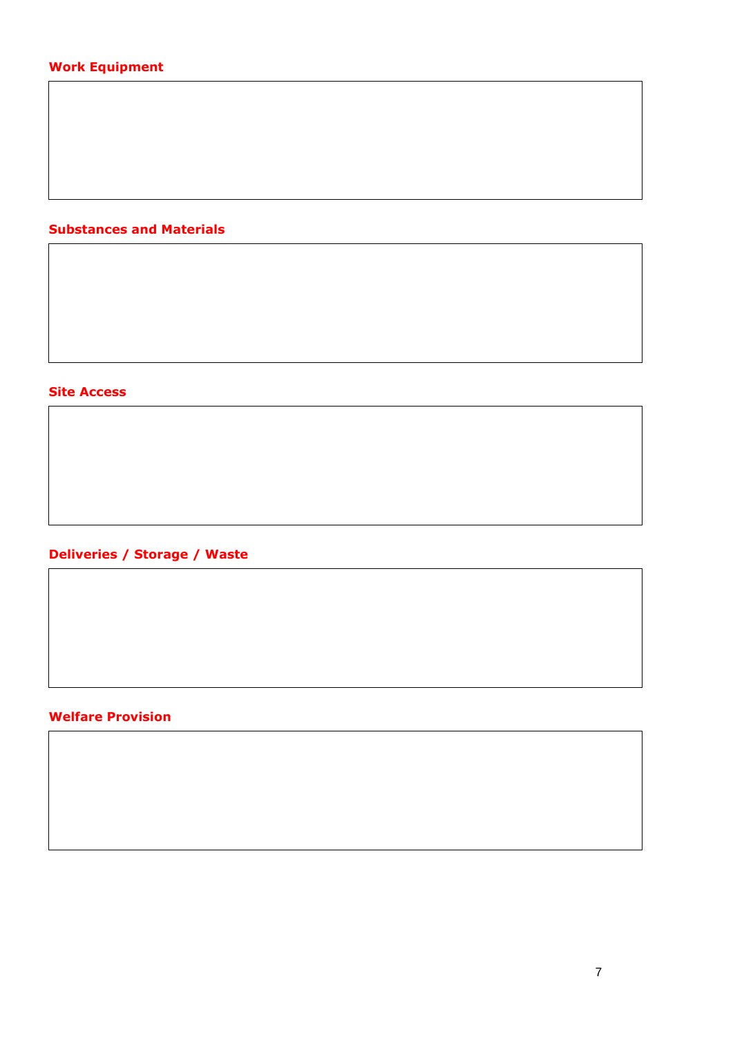**Work Equipment**

**Substances and Materials**

**Site Access**

**Deliveries / Storage / Waste**

**Welfare Provision**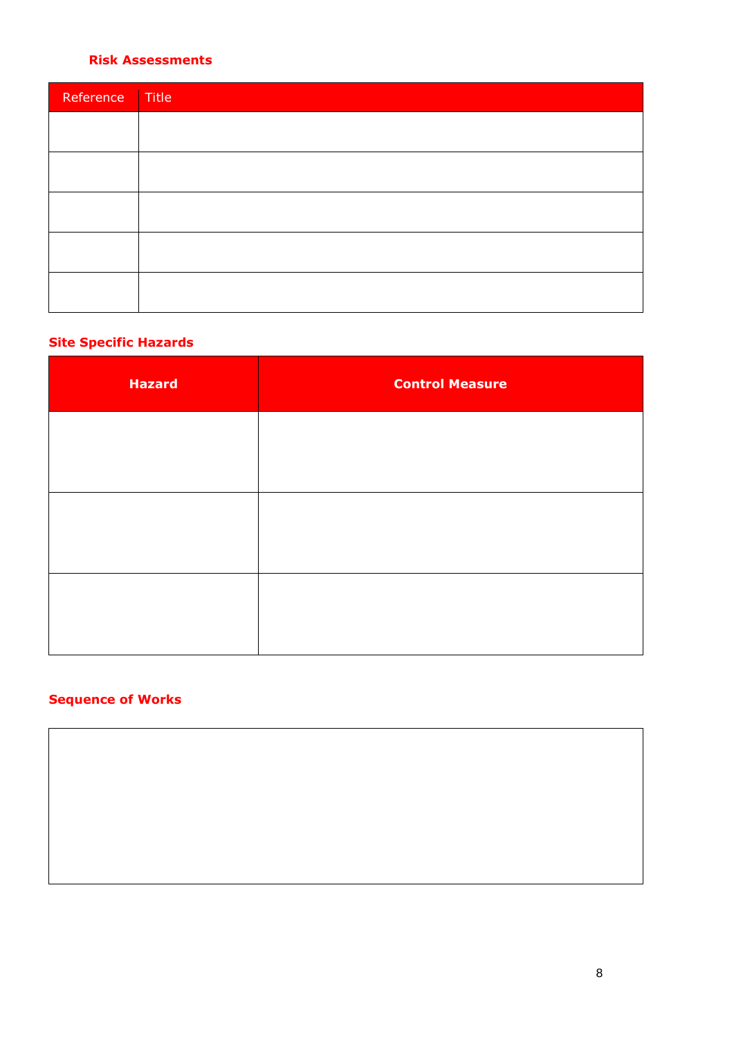### Risk Assessments

| Reference | Title |
|---|---|
| | |
| | |
| | |
| | |
| | |

### Site Specific Hazards

| Hazard | Control Measure |
|---|---|
| | |
| | |
| | |

### Sequence of Works

| |
|---|
| |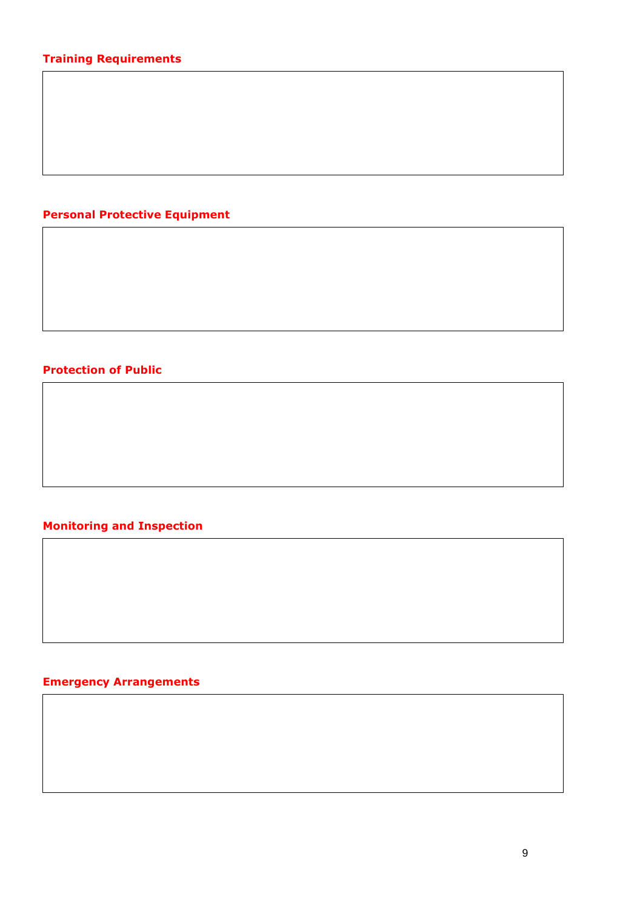**Training Requirements**

**Personal Protective Equipment**

**Protection of Public**

**Monitoring and Inspection**

**Emergency Arrangements**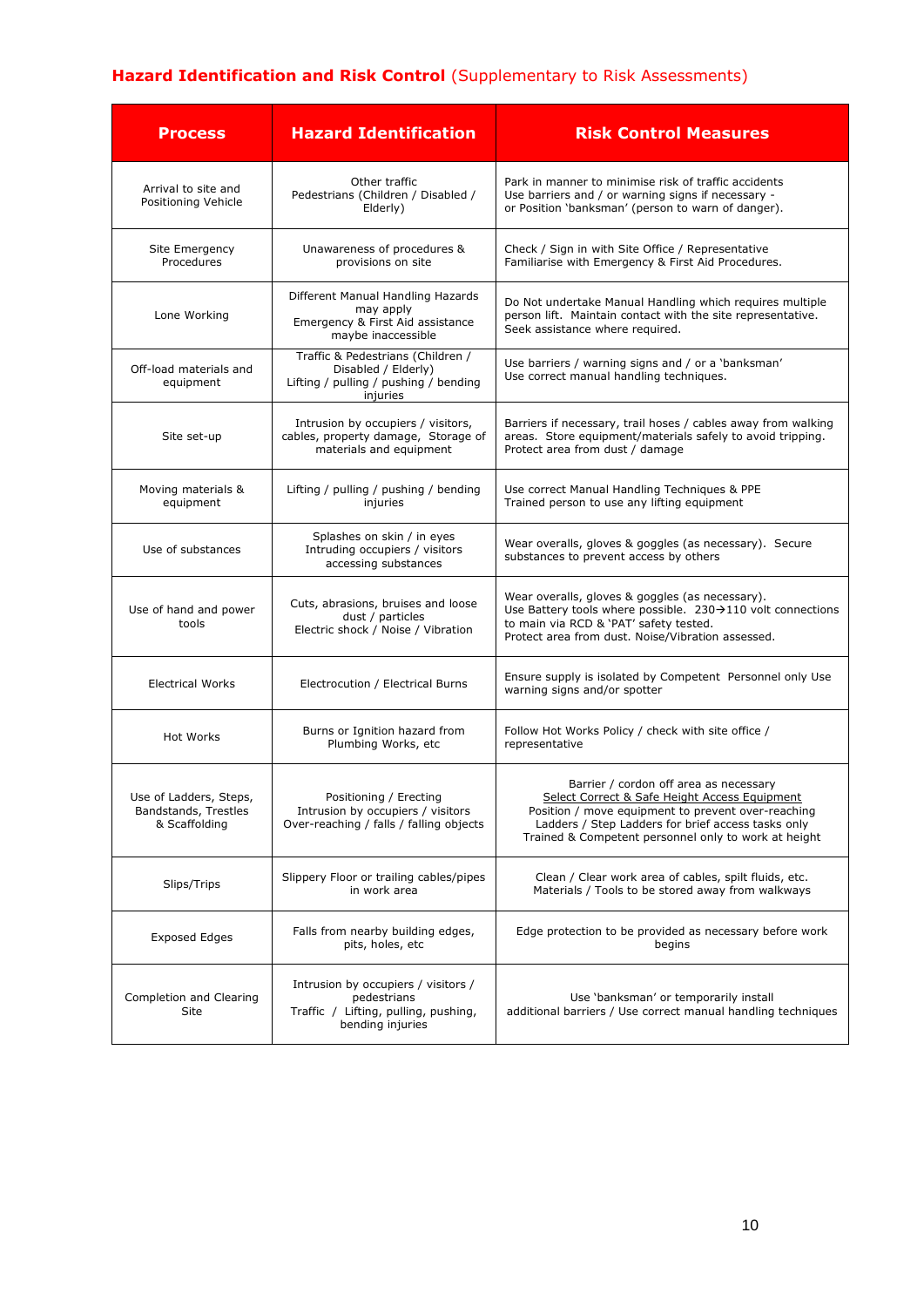## **Hazard Identification and Risk Control** (Supplementary to Risk Assessments)

| Process | Hazard Identification | Risk Control Measures |
|---|---|---|
| Arrival to site and Positioning Vehicle | Other traffic<br>Pedestrians (Children / Disabled / Elderly) | Park in manner to minimise risk of traffic accidents<br>Use barriers and / or warning signs if necessary - or Position 'banksman' (person to warn of danger). |
| Site Emergency Procedures | Unawareness of procedures & provisions on site | Check / Sign in with Site Office / Representative<br>Familiarise with Emergency & First Aid Procedures. |
| Lone Working | Different Manual Handling Hazards may apply<br>Emergency & First Aid assistance maybe inaccessible | Do Not undertake Manual Handling which requires multiple person lift. Maintain contact with the site representative. Seek assistance where required. |
| Off-load materials and equipment | Traffic & Pedestrians (Children / Disabled / Elderly)<br>Lifting / pulling / pushing / bending injuries | Use barriers / warning signs and / or a 'banksman'<br>Use correct manual handling techniques. |
| Site set-up | Intrusion by occupiers / visitors, cables, property damage, Storage of materials and equipment | Barriers if necessary, trail hoses / cables away from walking areas. Store equipment/materials safely to avoid tripping. Protect area from dust / damage |
| Moving materials & equipment | Lifting / pulling / pushing / bending injuries | Use correct Manual Handling Techniques & PPE<br>Trained person to use any lifting equipment |
| Use of substances | Splashes on skin / in eyes<br>Intruding occupiers / visitors accessing substances | Wear overalls, gloves & goggles (as necessary). Secure substances to prevent access by others |
| Use of hand and power tools | Cuts, abrasions, bruises and loose dust / particles<br>Electric shock / Noise / Vibration | Wear overalls, gloves & goggles (as necessary).<br>Use Battery tools where possible. 230→110 volt connections to main via RCD & 'PAT' safety tested.<br>Protect area from dust. Noise/Vibration assessed. |
| Electrical Works | Electrocution / Electrical Burns | Ensure supply is isolated by Competent Personnel only Use warning signs and/or spotter |
| Hot Works | Burns or Ignition hazard from Plumbing Works, etc | Follow Hot Works Policy / check with site office / representative |
| Use of Ladders, Steps, Bandstands, Trestles & Scaffolding | Positioning / Erecting<br>Intrusion by occupiers / visitors<br>Over-reaching / falls / falling objects | Barrier / cordon off area as necessary<br><u>Select Correct & Safe Height Access Equipment</u><br>Position / move equipment to prevent over-reaching<br>Ladders / Step Ladders for brief access tasks only<br>Trained & Competent personnel only to work at height |
| Slips/Trips | Slippery Floor or trailing cables/pipes in work area | Clean / Clear work area of cables, spilt fluids, etc.<br>Materials / Tools to be stored away from walkways |
| Exposed Edges | Falls from nearby building edges, pits, holes, etc | Edge protection to be provided as necessary before work begins |
| Completion and Clearing Site | Intrusion by occupiers / visitors / pedestrians<br>Traffic / Lifting, pulling, pushing, bending injuries | Use 'banksman' or temporarily install additional barriers / Use correct manual handling techniques |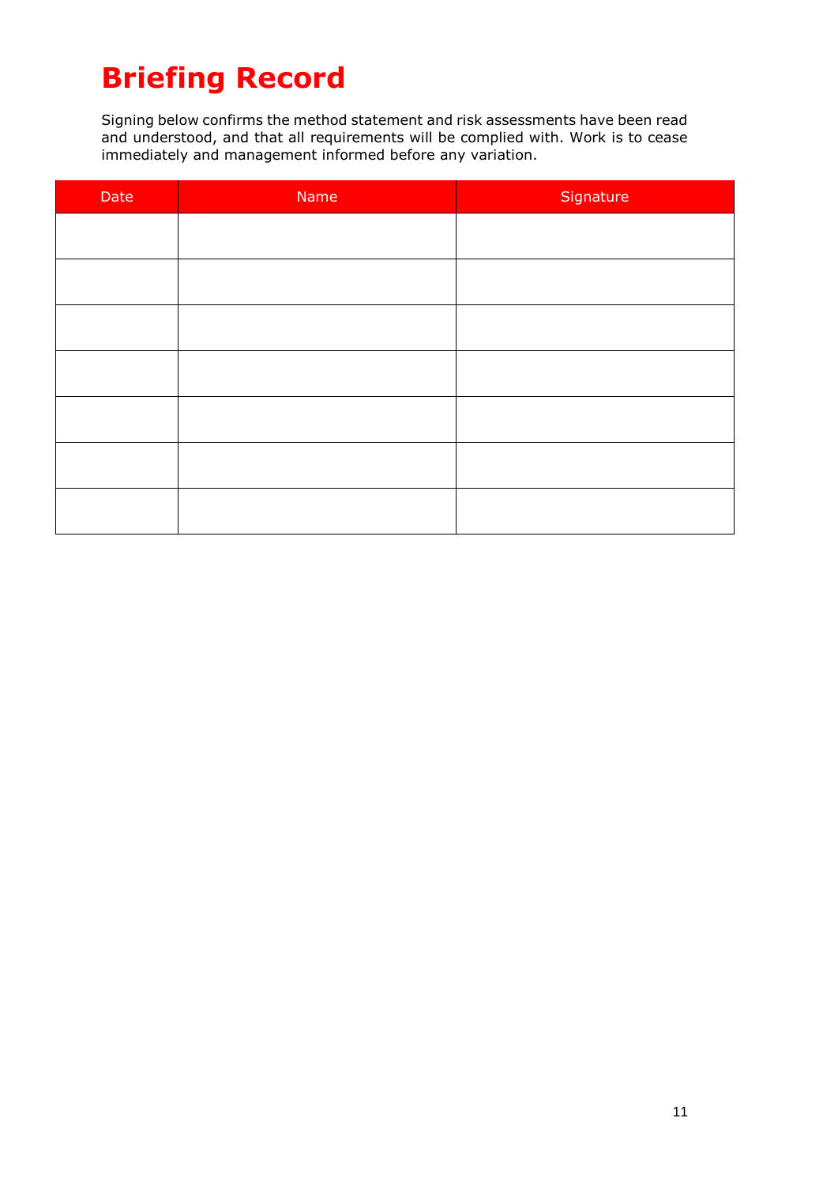# Briefing Record

Signing below confirms the method statement and risk assessments have been read and understood, and that all requirements will be complied with. Work is to cease immediately and management informed before any variation.

| Date | Name | Signature |
|---|---|---|
| | | |
| | | |
| | | |
| | | |
| | | |
| | | |
| | | |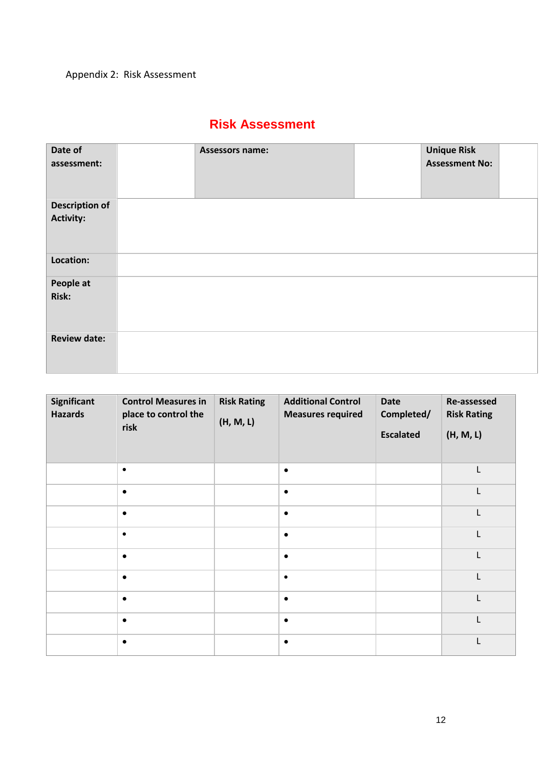Appendix 2: Risk Assessment

# Risk Assessment

| | | | | | |
|---|---|---|---|---|---|
| **Date of assessment:** | | **Assessors name:** | | **Unique Risk Assessment No:** | |
| **Description of Activity:** | | | | | |
| **Location:** | | | | | |
| **People at Risk:** | | | | | |
| **Review date:** | | | | | |

| **Significant Hazards** | **Control Measures in place to control the risk** | **Risk Rating (H, M, L)** | **Additional Control Measures required** | **Date Completed/ Escalated** | **Re-assessed Risk Rating (H, M, L)** |
|---|---|---|---|---|---|
| | • | | • | | L |
| | • | | • | | L |
| | • | | • | | L |
| | • | | • | | L |
| | • | | • | | L |
| | • | | • | | L |
| | • | | • | | L |
| | • | | • | | L |
| | • | | • | | L |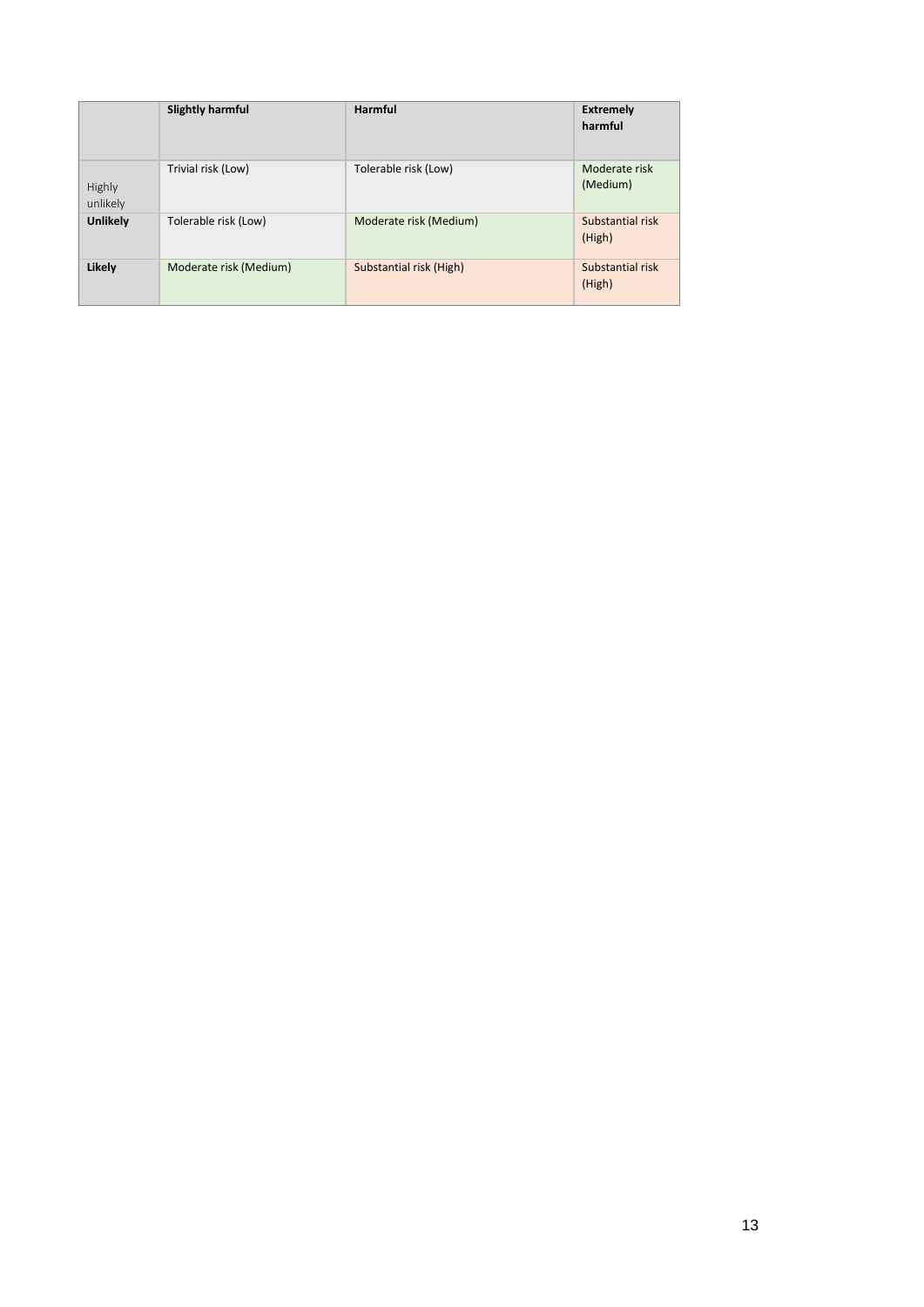| | Slightly harmful | Harmful | Extremely harmful |
|---|---|---|---|
| Highly unlikely | Trivial risk (Low) | Tolerable risk (Low) | Moderate risk (Medium) |
| **Unlikely** | Tolerable risk (Low) | Moderate risk (Medium) | Substantial risk (High) |
| **Likely** | Moderate risk (Medium) | Substantial risk (High) | Substantial risk (High) |